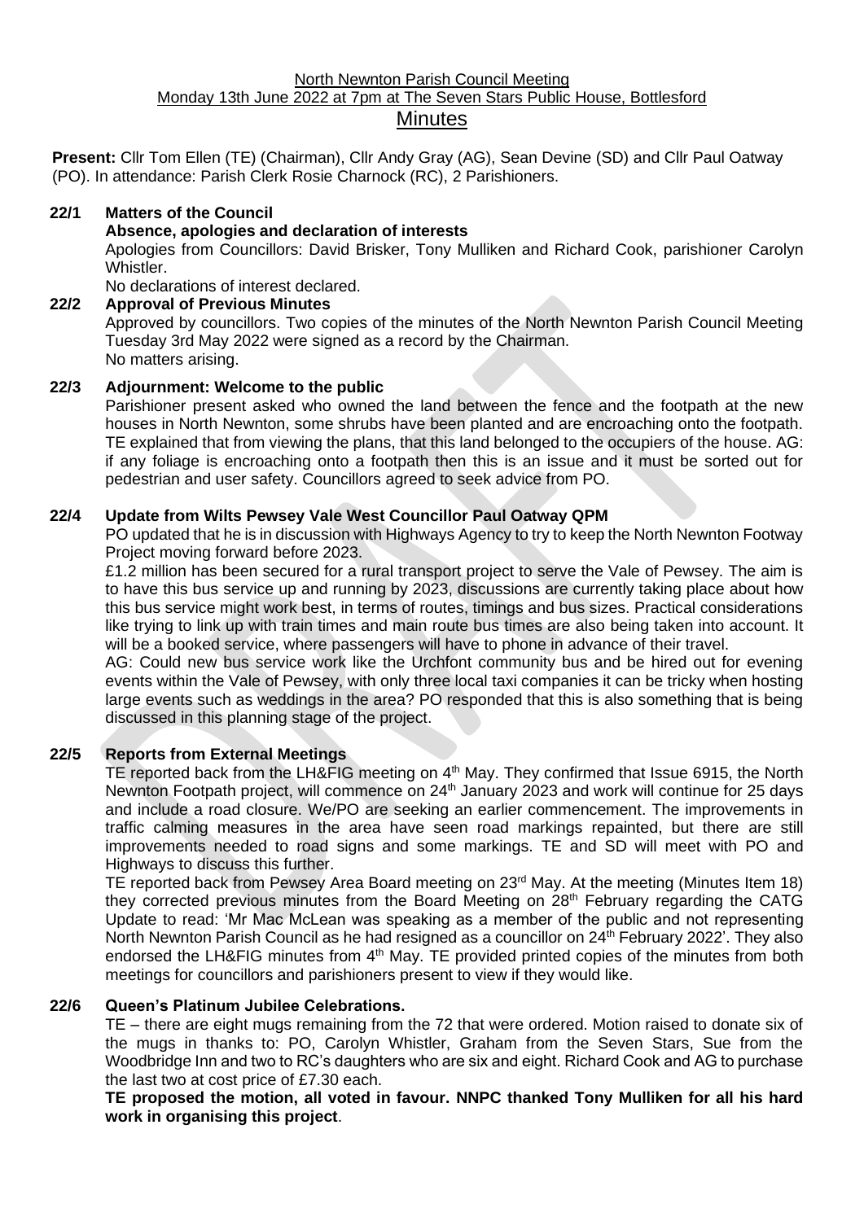North Newnton Parish Council Meeting
Monday 13th June 2022 at 7pm at The Seven Stars Public House, Bottlesford

# Minutes

**Present:** Cllr Tom Ellen (TE) (Chairman), Cllr Andy Gray (AG), Sean Devine (SD) and Cllr Paul Oatway (PO). In attendance: Parish Clerk Rosie Charnock (RC), 2 Parishioners.

**22/1 Matters of the Council**

**Absence, apologies and declaration of interests**

Apologies from Councillors: David Brisker, Tony Mulliken and Richard Cook, parishioner Carolyn Whistler.

No declarations of interest declared.

**22/2 Approval of Previous Minutes**

Approved by councillors. Two copies of the minutes of the North Newnton Parish Council Meeting Tuesday 3rd May 2022 were signed as a record by the Chairman.

No matters arising.

**22/3 Adjournment: Welcome to the public**

Parishioner present asked who owned the land between the fence and the footpath at the new houses in North Newnton, some shrubs have been planted and are encroaching onto the footpath. TE explained that from viewing the plans, that this land belonged to the occupiers of the house. AG: if any foliage is encroaching onto a footpath then this is an issue and it must be sorted out for pedestrian and user safety. Councillors agreed to seek advice from PO.

**22/4 Update from Wilts Pewsey Vale West Councillor Paul Oatway QPM**

PO updated that he is in discussion with Highways Agency to try to keep the North Newnton Footway Project moving forward before 2023.

£1.2 million has been secured for a rural transport project to serve the Vale of Pewsey. The aim is to have this bus service up and running by 2023, discussions are currently taking place about how this bus service might work best, in terms of routes, timings and bus sizes. Practical considerations like trying to link up with train times and main route bus times are also being taken into account. It will be a booked service, where passengers will have to phone in advance of their travel.

AG: Could new bus service work like the Urchfont community bus and be hired out for evening events within the Vale of Pewsey, with only three local taxi companies it can be tricky when hosting large events such as weddings in the area? PO responded that this is also something that is being discussed in this planning stage of the project.

**22/5 Reports from External Meetings**

TE reported back from the LH&FIG meeting on 4th May. They confirmed that Issue 6915, the North Newnton Footpath project, will commence on 24th January 2023 and work will continue for 25 days and include a road closure. We/PO are seeking an earlier commencement. The improvements in traffic calming measures in the area have seen road markings repainted, but there are still improvements needed to road signs and some markings. TE and SD will meet with PO and Highways to discuss this further.

TE reported back from Pewsey Area Board meeting on 23rd May. At the meeting (Minutes Item 18) they corrected previous minutes from the Board Meeting on 28th February regarding the CATG Update to read: 'Mr Mac McLean was speaking as a member of the public and not representing North Newnton Parish Council as he had resigned as a councillor on 24th February 2022'. They also endorsed the LH&FIG minutes from 4th May. TE provided printed copies of the minutes from both meetings for councillors and parishioners present to view if they would like.

**22/6 Queen's Platinum Jubilee Celebrations.**

TE – there are eight mugs remaining from the 72 that were ordered. Motion raised to donate six of the mugs in thanks to: PO, Carolyn Whistler, Graham from the Seven Stars, Sue from the Woodbridge Inn and two to RC's daughters who are six and eight. Richard Cook and AG to purchase the last two at cost price of £7.30 each.

**TE proposed the motion, all voted in favour. NNPC thanked Tony Mulliken for all his hard work in organising this project**.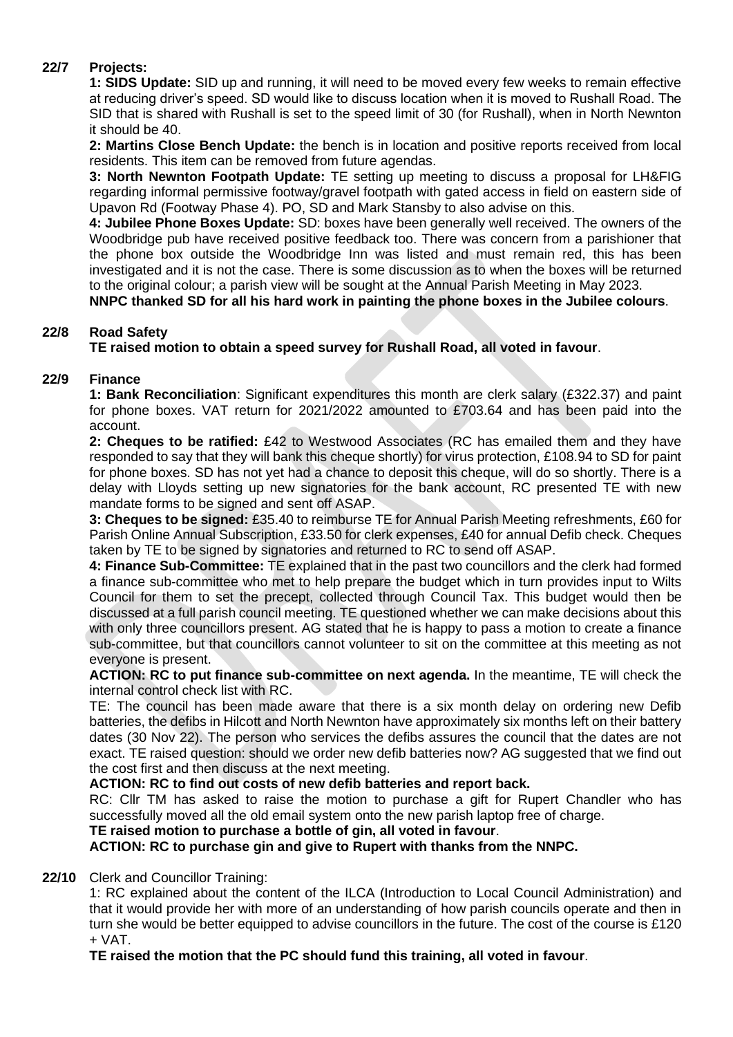**22/7 Projects:**

**1: SIDS Update:** SID up and running, it will need to be moved every few weeks to remain effective at reducing driver's speed. SD would like to discuss location when it is moved to Rushall Road. The SID that is shared with Rushall is set to the speed limit of 30 (for Rushall), when in North Newnton it should be 40.

**2: Martins Close Bench Update:** the bench is in location and positive reports received from local residents. This item can be removed from future agendas.

**3: North Newnton Footpath Update:** TE setting up meeting to discuss a proposal for LH&FIG regarding informal permissive footway/gravel footpath with gated access in field on eastern side of Upavon Rd (Footway Phase 4). PO, SD and Mark Stansby to also advise on this.

**4: Jubilee Phone Boxes Update:** SD: boxes have been generally well received. The owners of the Woodbridge pub have received positive feedback too. There was concern from a parishioner that the phone box outside the Woodbridge Inn was listed and must remain red, this has been investigated and it is not the case. There is some discussion as to when the boxes will be returned to the original colour; a parish view will be sought at the Annual Parish Meeting in May 2023.

**NNPC thanked SD for all his hard work in painting the phone boxes in the Jubilee colours**.

**22/8 Road Safety**

**TE raised motion to obtain a speed survey for Rushall Road, all voted in favour**.

**22/9 Finance**

**1: Bank Reconciliation**: Significant expenditures this month are clerk salary (£322.37) and paint for phone boxes. VAT return for 2021/2022 amounted to £703.64 and has been paid into the account.

**2: Cheques to be ratified:** £42 to Westwood Associates (RC has emailed them and they have responded to say that they will bank this cheque shortly) for virus protection, £108.94 to SD for paint for phone boxes. SD has not yet had a chance to deposit this cheque, will do so shortly. There is a delay with Lloyds setting up new signatories for the bank account, RC presented TE with new mandate forms to be signed and sent off ASAP.

**3: Cheques to be signed:** £35.40 to reimburse TE for Annual Parish Meeting refreshments, £60 for Parish Online Annual Subscription, £33.50 for clerk expenses, £40 for annual Defib check. Cheques taken by TE to be signed by signatories and returned to RC to send off ASAP.

**4: Finance Sub-Committee:** TE explained that in the past two councillors and the clerk had formed a finance sub-committee who met to help prepare the budget which in turn provides input to Wilts Council for them to set the precept, collected through Council Tax. This budget would then be discussed at a full parish council meeting. TE questioned whether we can make decisions about this with only three councillors present. AG stated that he is happy to pass a motion to create a finance sub-committee, but that councillors cannot volunteer to sit on the committee at this meeting as not everyone is present.

**ACTION: RC to put finance sub-committee on next agenda.** In the meantime, TE will check the internal control check list with RC.

TE: The council has been made aware that there is a six month delay on ordering new Defib batteries, the defibs in Hilcott and North Newnton have approximately six months left on their battery dates (30 Nov 22). The person who services the defibs assures the council that the dates are not exact. TE raised question: should we order new defib batteries now? AG suggested that we find out the cost first and then discuss at the next meeting.

**ACTION: RC to find out costs of new defib batteries and report back.**

RC: Cllr TM has asked to raise the motion to purchase a gift for Rupert Chandler who has successfully moved all the old email system onto the new parish laptop free of charge.

**TE raised motion to purchase a bottle of gin, all voted in favour**.

**ACTION: RC to purchase gin and give to Rupert with thanks from the NNPC.**

**22/10** Clerk and Councillor Training:

1: RC explained about the content of the ILCA (Introduction to Local Council Administration) and that it would provide her with more of an understanding of how parish councils operate and then in turn she would be better equipped to advise councillors in the future. The cost of the course is £120 + VAT.

**TE raised the motion that the PC should fund this training, all voted in favour**.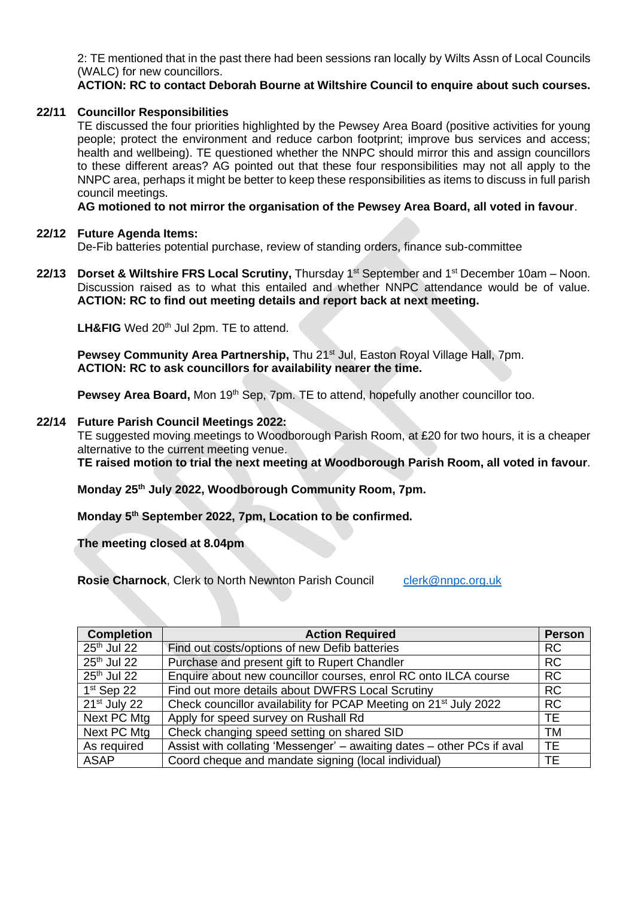2: TE mentioned that in the past there had been sessions ran locally by Wilts Assn of Local Councils (WALC) for new councillors.
**ACTION: RC to contact Deborah Bourne at Wiltshire Council to enquire about such courses.**

**22/11 Councillor Responsibilities**
TE discussed the four priorities highlighted by the Pewsey Area Board (positive activities for young people; protect the environment and reduce carbon footprint; improve bus services and access; health and wellbeing). TE questioned whether the NNPC should mirror this and assign councillors to these different areas? AG pointed out that these four responsibilities may not all apply to the NNPC area, perhaps it might be better to keep these responsibilities as items to discuss in full parish council meetings.
**AG motioned to not mirror the organisation of the Pewsey Area Board, all voted in favour**.

**22/12 Future Agenda Items:**
De-Fib batteries potential purchase, review of standing orders, finance sub-committee

**22/13 Dorset & Wiltshire FRS Local Scrutiny,** Thursday 1st September and 1st December 10am – Noon. Discussion raised as to what this entailed and whether NNPC attendance would be of value. **ACTION: RC to find out meeting details and report back at next meeting.**

**LH&FIG** Wed 20th Jul 2pm. TE to attend.

**Pewsey Community Area Partnership,** Thu 21st Jul, Easton Royal Village Hall, 7pm.
**ACTION: RC to ask councillors for availability nearer the time.**

**Pewsey Area Board,** Mon 19th Sep, 7pm. TE to attend, hopefully another councillor too.

**22/14 Future Parish Council Meetings 2022:**
TE suggested moving meetings to Woodborough Parish Room, at £20 for two hours, it is a cheaper alternative to the current meeting venue.
**TE raised motion to trial the next meeting at Woodborough Parish Room, all voted in favour**.

**Monday 25th July 2022, Woodborough Community Room, 7pm.**

**Monday 5th September 2022, 7pm, Location to be confirmed.**

**The meeting closed at 8.04pm**

**Rosie Charnock**, Clerk to North Newnton Parish Council clerk@nnpc.org.uk

| Completion | Action Required | Person |
|---|---|---|
| 25th Jul 22 | Find out costs/options of new Defib batteries | RC |
| 25th Jul 22 | Purchase and present gift to Rupert Chandler | RC |
| 25th Jul 22 | Enquire about new councillor courses, enrol RC onto ILCA course | RC |
| 1st Sep 22 | Find out more details about DWFRS Local Scrutiny | RC |
| 21st July 22 | Check councillor availability for PCAP Meeting on 21st July 2022 | RC |
| Next PC Mtg | Apply for speed survey on Rushall Rd | TE |
| Next PC Mtg | Check changing speed setting on shared SID | TM |
| As required | Assist with collating 'Messenger' – awaiting dates – other PCs if aval | TE |
| ASAP | Coord cheque and mandate signing (local individual) | TE |